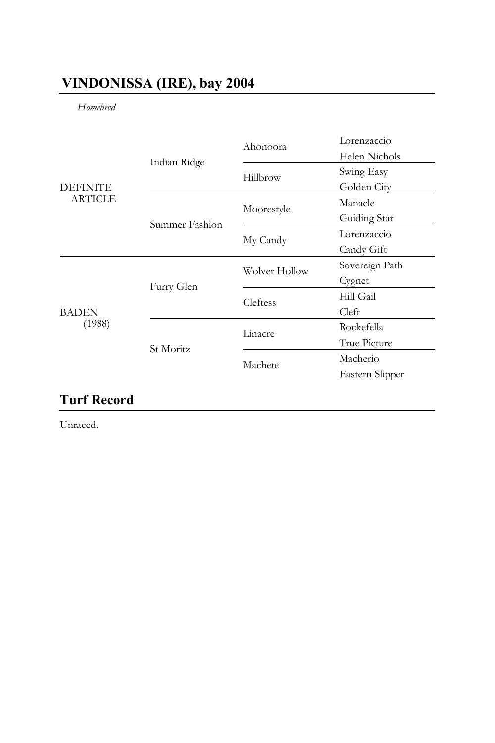## VINDONISSA (IRE), bay 2004

*Homebred*

| | | | |
|---|---|---|---|
| DEFINITE ARTICLE | Indian Ridge | Ahonoora | Lorenzaccio |
| | | | Helen Nichols |
| | | Hillbrow | Swing Easy |
| | | | Golden City |
| | Summer Fashion | Moorestyle | Manacle |
| | | | Guiding Star |
| | | My Candy | Lorenzaccio |
| | | | Candy Gift |
| BADEN (1988) | Furry Glen | Wolver Hollow | Sovereign Path |
| | | | Cygnet |
| | | Cleftess | Hill Gail |
| | | | Cleft |
| | St Moritz | Linacre | Rockefella |
| | | | True Picture |
| | | Machete | Macherio |
| | | | Eastern Slipper |

## Turf Record

Unraced.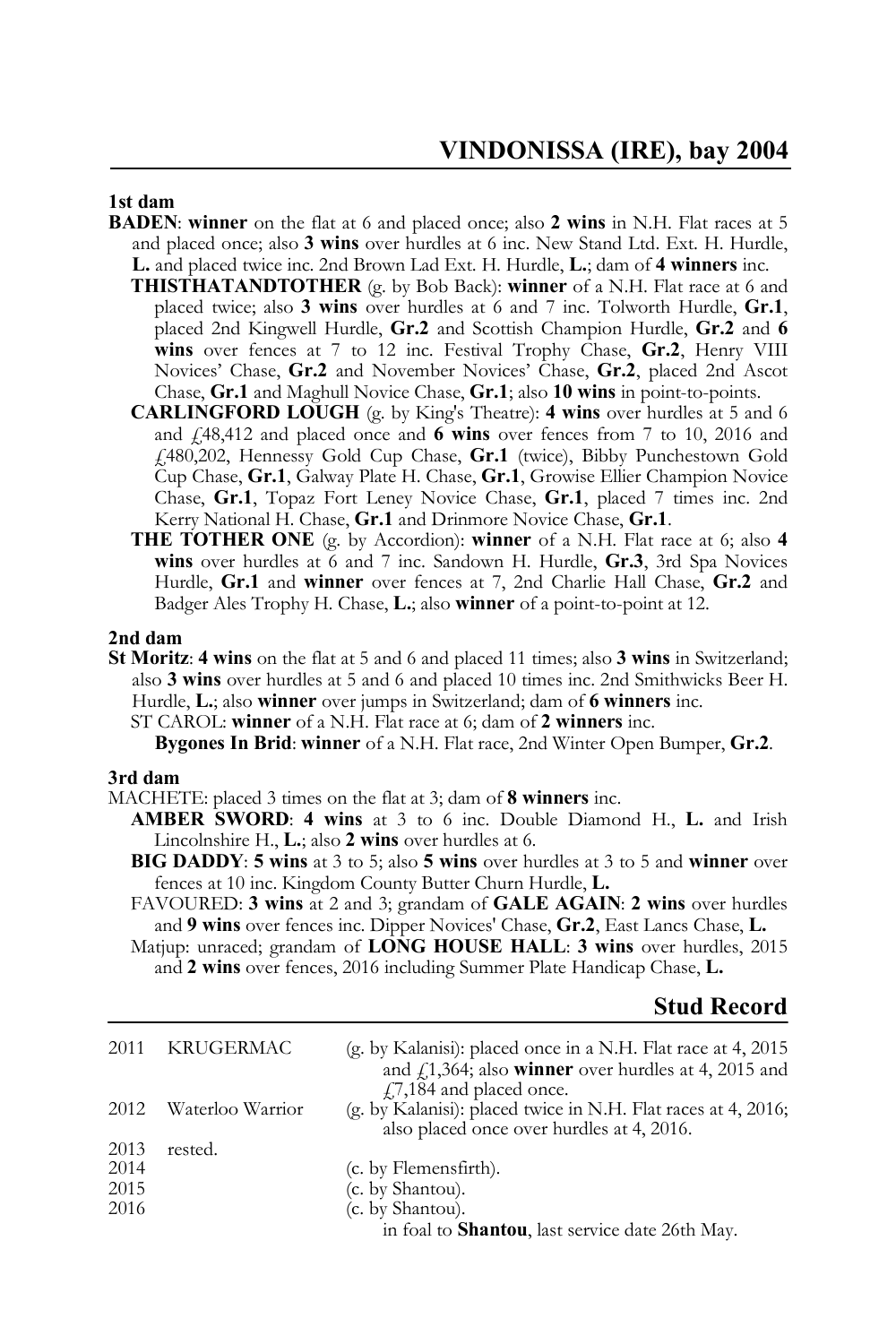## VINDONISSA (IRE), bay 2004

### 1st dam

**BADEN**: **winner** on the flat at 6 and placed once; also **2 wins** in N.H. Flat races at 5 and placed once; also **3 wins** over hurdles at 6 inc. New Stand Ltd. Ext. H. Hurdle, **L.** and placed twice inc. 2nd Brown Lad Ext. H. Hurdle, **L.**; dam of **4 winners** inc.

- **THISTHATANDTOTHER** (g. by Bob Back): **winner** of a N.H. Flat race at 6 and placed twice; also **3 wins** over hurdles at 6 and 7 inc. Tolworth Hurdle, **Gr.1**, placed 2nd Kingwell Hurdle, **Gr.2** and Scottish Champion Hurdle, **Gr.2** and **6 wins** over fences at 7 to 12 inc. Festival Trophy Chase, **Gr.2**, Henry VIII Novices' Chase, **Gr.2** and November Novices' Chase, **Gr.2**, placed 2nd Ascot Chase, **Gr.1** and Maghull Novice Chase, **Gr.1**; also **10 wins** in point-to-points.
- **CARLINGFORD LOUGH** (g. by King's Theatre): **4 wins** over hurdles at 5 and 6 and £48,412 and placed once and **6 wins** over fences from 7 to 10, 2016 and £480,202, Hennessy Gold Cup Chase, **Gr.1** (twice), Bibby Punchestown Gold Cup Chase, **Gr.1**, Galway Plate H. Chase, **Gr.1**, Growise Ellier Champion Novice Chase, **Gr.1**, Topaz Fort Leney Novice Chase, **Gr.1**, placed 7 times inc. 2nd Kerry National H. Chase, **Gr.1** and Drinmore Novice Chase, **Gr.1**.
- **THE TOTHER ONE** (g. by Accordion): **winner** of a N.H. Flat race at 6; also **4 wins** over hurdles at 6 and 7 inc. Sandown H. Hurdle, **Gr.3**, 3rd Spa Novices Hurdle, **Gr.1** and **winner** over fences at 7, 2nd Charlie Hall Chase, **Gr.2** and Badger Ales Trophy H. Chase, **L.**; also **winner** of a point-to-point at 12.

### 2nd dam

**St Moritz**: **4 wins** on the flat at 5 and 6 and placed 11 times; also **3 wins** in Switzerland; also **3 wins** over hurdles at 5 and 6 and placed 10 times inc. 2nd Smithwicks Beer H. Hurdle, **L.**; also **winner** over jumps in Switzerland; dam of **6 winners** inc.

- ST CAROL: **winner** of a N.H. Flat race at 6; dam of **2 winners** inc.
  - **Bygones In Brid**: **winner** of a N.H. Flat race, 2nd Winter Open Bumper, **Gr.2**.

### 3rd dam

MACHETE: placed 3 times on the flat at 3; dam of **8 winners** inc.

- **AMBER SWORD**: **4 wins** at 3 to 6 inc. Double Diamond H., **L.** and Irish Lincolnshire H., **L.**; also **2 wins** over hurdles at 6.
- **BIG DADDY**: **5 wins** at 3 to 5; also **5 wins** over hurdles at 3 to 5 and **winner** over fences at 10 inc. Kingdom County Butter Churn Hurdle, **L.**
- FAVOURED: **3 wins** at 2 and 3; grandam of **GALE AGAIN**: **2 wins** over hurdles and **9 wins** over fences inc. Dipper Novices' Chase, **Gr.2**, East Lancs Chase, **L.**
- Matjup: unraced; grandam of **LONG HOUSE HALL**: **3 wins** over hurdles, 2015 and **2 wins** over fences, 2016 including Summer Plate Handicap Chase, **L.**

## Stud Record

| | | |
|---|---|---|
| 2011 | KRUGERMAC | (g. by Kalanisi): placed once in a N.H. Flat race at 4, 2015 and £1,364; also **winner** over hurdles at 4, 2015 and £7,184 and placed once. |
| 2012 | Waterloo Warrior | (g. by Kalanisi): placed twice in N.H. Flat races at 4, 2016; also placed once over hurdles at 4, 2016. |
| 2013 | rested. | |
| 2014 | | (c. by Flemensfirth). |
| 2015 | | (c. by Shantou). |
| 2016 | | (c. by Shantou). |
| | | in foal to **Shantou**, last service date 26th May. |